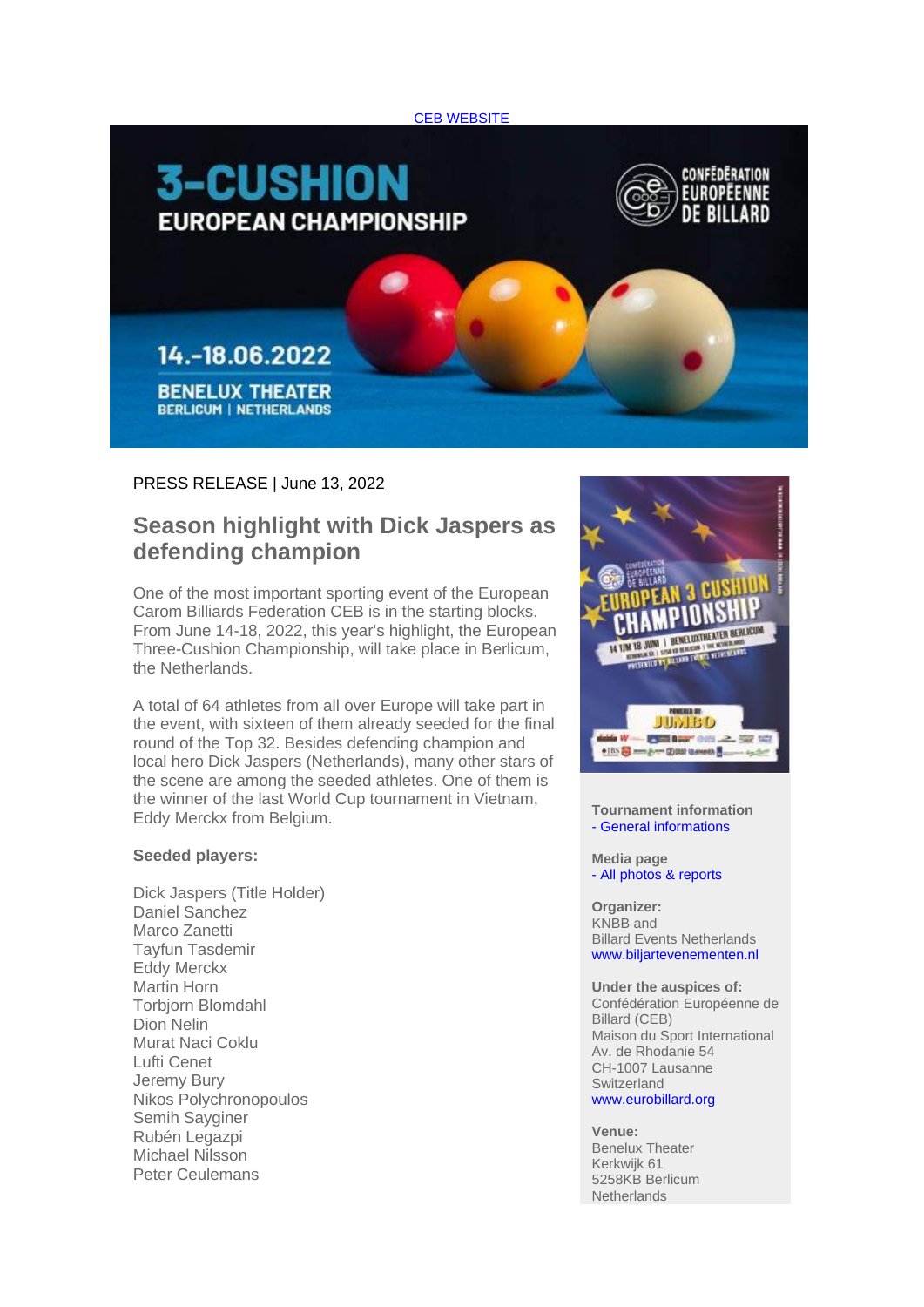CEB WEBSITE

PRESS RELEASE | June 13, 2022

## Season highlight with Dick Jaspers as defending champion

One of the most important sporting event of the European Carom Billiards Federation CEB is in the starting blocks. From June 14-18, 2022, this year's highlight, the European Three-Cushion Championship, will take place in Berlicum, the Netherlands.

A total of 64 athletes from all over Europe will take part in the event, with sixteen of them already seeded for the final round of the Top 32. Besides defending champion and local hero Dick Jaspers (Netherlands), many other stars of the scene are among the seeded athletes. One of them is the winner of the last World Cup tournament in Vietnam, Eddy Merckx from Belgium.

**Seeded players:**

Dick Jaspers (Title Holder)
Daniel Sanchez
Marco Zanetti
Tayfun Tasdemir
Eddy Merckx
Martin Horn
Torbjorn Blomdahl
Dion Nelin
Murat Naci Coklu
Lufti Cenet
Jeremy Bury
Nikos Polychronopoulos
Semih Sayginer
Rubén Legazpi
Michael Nilsson
Peter Ceulemans

**Tournament information**
- General informations

**Media page**
- All photos & reports

**Organizer:**
KNBB and
Billard Events Netherlands
www.biljartevenementen.nl

**Under the auspices of:**
Confédération Européenne de Billard (CEB)
Maison du Sport International
Av. de Rhodanie 54
CH-1007 Lausanne
Switzerland
www.eurobillard.org

**Venue:**
Benelux Theater
Kerkwijk 61
5258KB Berlicum
Netherlands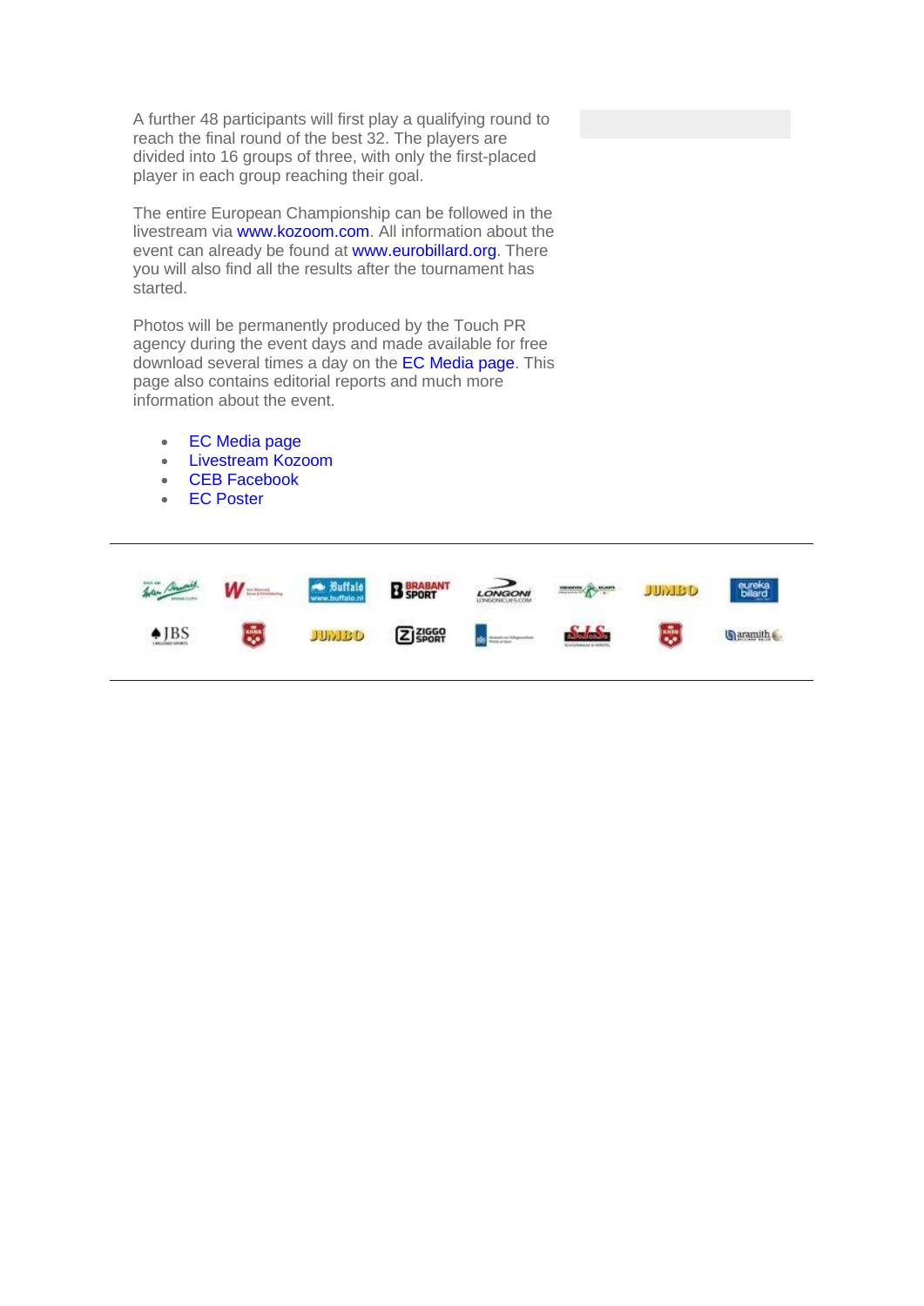A further 48 participants will first play a qualifying round to reach the final round of the best 32. The players are divided into 16 groups of three, with only the first-placed player in each group reaching their goal.

The entire European Championship can be followed in the livestream via www.kozoom.com. All information about the event can already be found at www.eurobillard.org. There you will also find all the results after the tournament has started.

Photos will be permanently produced by the Touch PR agency during the event days and made available for free download several times a day on the EC Media page. This page also contains editorial reports and much more information about the event.

- EC Media page
- Livestream Kozoom
- CEB Facebook
- EC Poster

---

---